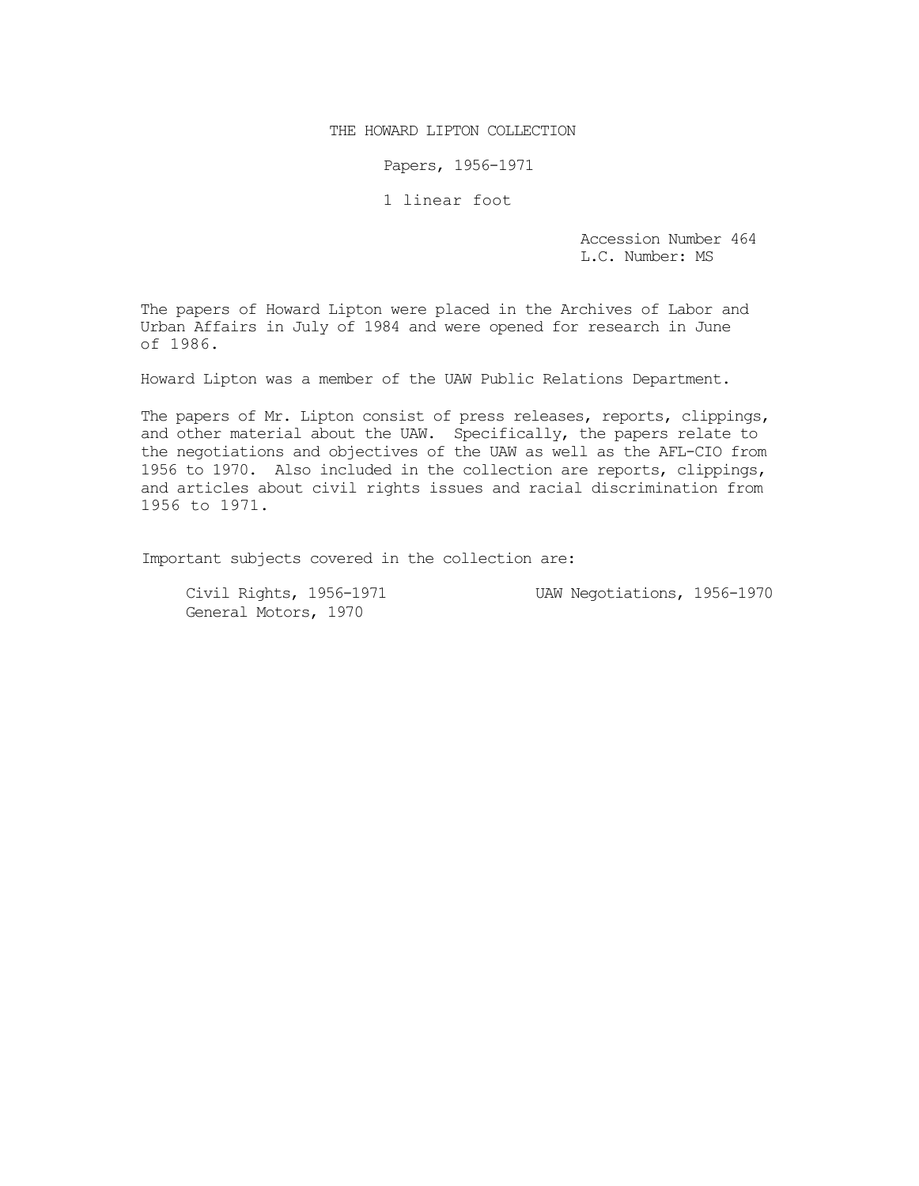# THE HOWARD LIPTON COLLECTION

Papers, 1956-1971

1 linear foot

Accession Number 464
L.C. Number: MS

The papers of Howard Lipton were placed in the Archives of Labor and Urban Affairs in July of 1984 and were opened for research in June of 1986.

Howard Lipton was a member of the UAW Public Relations Department.

The papers of Mr. Lipton consist of press releases, reports, clippings, and other material about the UAW. Specifically, the papers relate to the negotiations and objectives of the UAW as well as the AFL-CIO from 1956 to 1970. Also included in the collection are reports, clippings, and articles about civil rights issues and racial discrimination from 1956 to 1971.

Important subjects covered in the collection are:

- Civil Rights, 1956-1971
- UAW Negotiations, 1956-1970
- General Motors, 1970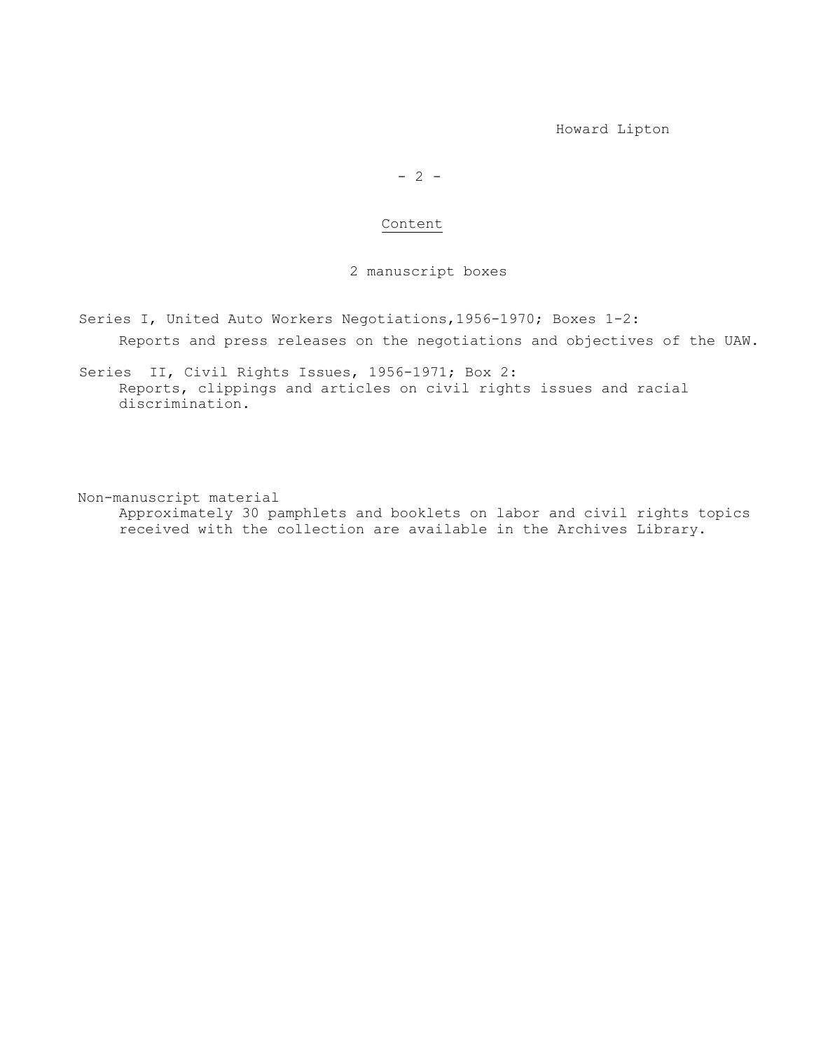## Content

2 manuscript boxes

Series I, United Auto Workers Negotiations,1956-1970; Boxes 1-2:
Reports and press releases on the negotiations and objectives of the UAW.

Series II, Civil Rights Issues, 1956-1971; Box 2:
Reports, clippings and articles on civil rights issues and racial discrimination.

Non-manuscript material
Approximately 30 pamphlets and booklets on labor and civil rights topics received with the collection are available in the Archives Library.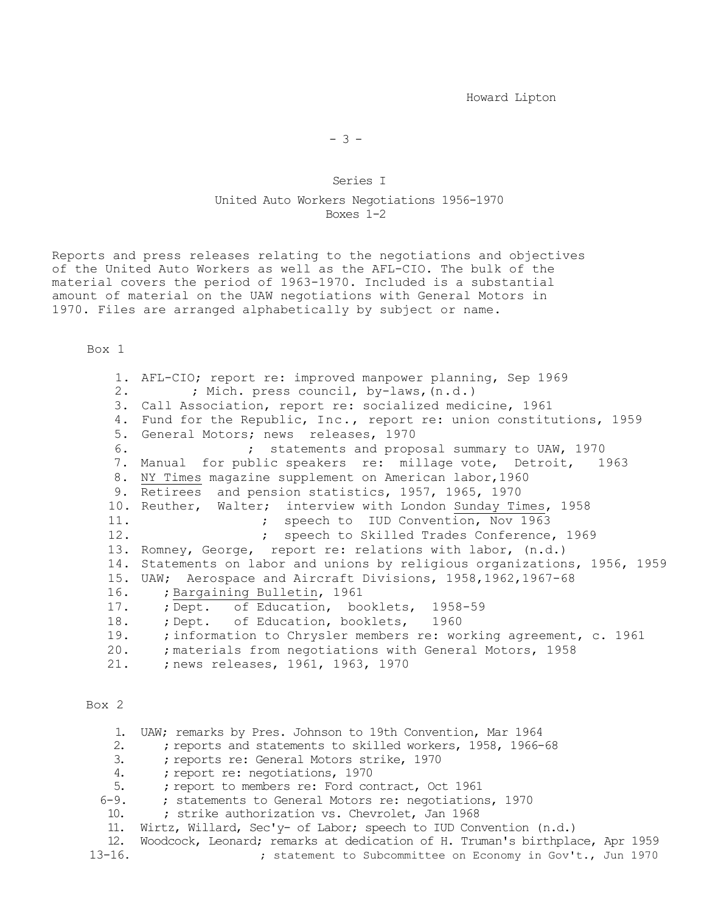## Series I

### United Auto Workers Negotiations 1956-1970
### Boxes 1-2

Reports and press releases relating to the negotiations and objectives of the United Auto Workers as well as the AFL-CIO. The bulk of the material covers the period of 1963-1970. Included is a substantial amount of material on the UAW negotiations with General Motors in 1970. Files are arranged alphabetically by subject or name.

**Box 1**

1. AFL-CIO; report re: improved manpower planning, Sep 1969
2. ; Mich. press council, by-laws,(n.d.)
3. Call Association, report re: socialized medicine, 1961
4. Fund for the Republic, Inc., report re: union constitutions, 1959
5. General Motors; news releases, 1970
6. ; statements and proposal summary to UAW, 1970
7. Manual for public speakers re: millage vote, Detroit, 1963
8. NY Times magazine supplement on American labor,1960
9. Retirees and pension statistics, 1957, 1965, 1970
10. Reuther, Walter; interview with London Sunday Times, 1958
11. ; speech to IUD Convention, Nov 1963
12. ; speech to Skilled Trades Conference, 1969
13. Romney, George, report re: relations with labor, (n.d.)
14. Statements on labor and unions by religious organizations, 1956, 1959
15. UAW; Aerospace and Aircraft Divisions, 1958,1962,1967-68
16. ; Bargaining Bulletin, 1961
17. ; Dept. of Education, booklets, 1958-59
18. ; Dept. of Education, booklets, 1960
19. ; information to Chrysler members re: working agreement, c. 1961
20. ; materials from negotiations with General Motors, 1958
21. ; news releases, 1961, 1963, 1970

**Box 2**

1. UAW; remarks by Pres. Johnson to 19th Convention, Mar 1964
2. ; reports and statements to skilled workers, 1958, 1966-68
3. ; reports re: General Motors strike, 1970
4. ; report re: negotiations, 1970
5. ; report to members re: Ford contract, Oct 1961

6-9. ; statements to General Motors re: negotiations, 1970

10. ; strike authorization vs. Chevrolet, Jan 1968
11. Wirtz, Willard, Sec'y- of Labor; speech to IUD Convention (n.d.)
12. Woodcock, Leonard; remarks at dedication of H. Truman's birthplace, Apr 1959

13-16. ; statement to Subcommittee on Economy in Gov't., Jun 1970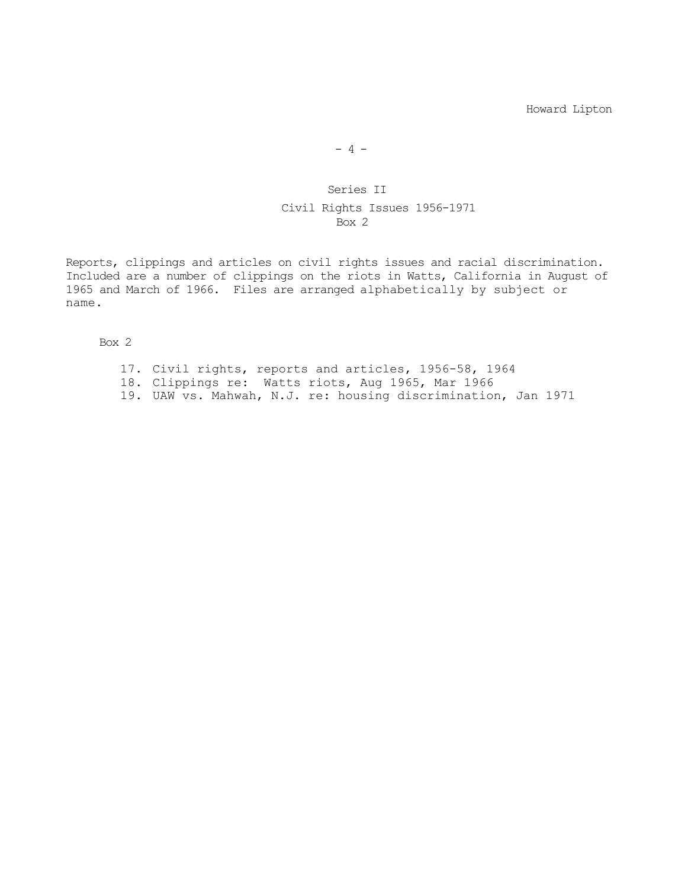## Series II

### Civil Rights Issues 1956-1971

Box 2

Reports, clippings and articles on civil rights issues and racial discrimination. Included are a number of clippings on the riots in Watts, California in August of 1965 and March of 1966. Files are arranged alphabetically by subject or name.

Box 2

17. Civil rights, reports and articles, 1956-58, 1964
18. Clippings re: Watts riots, Aug 1965, Mar 1966
19. UAW vs. Mahwah, N.J. re: housing discrimination, Jan 1971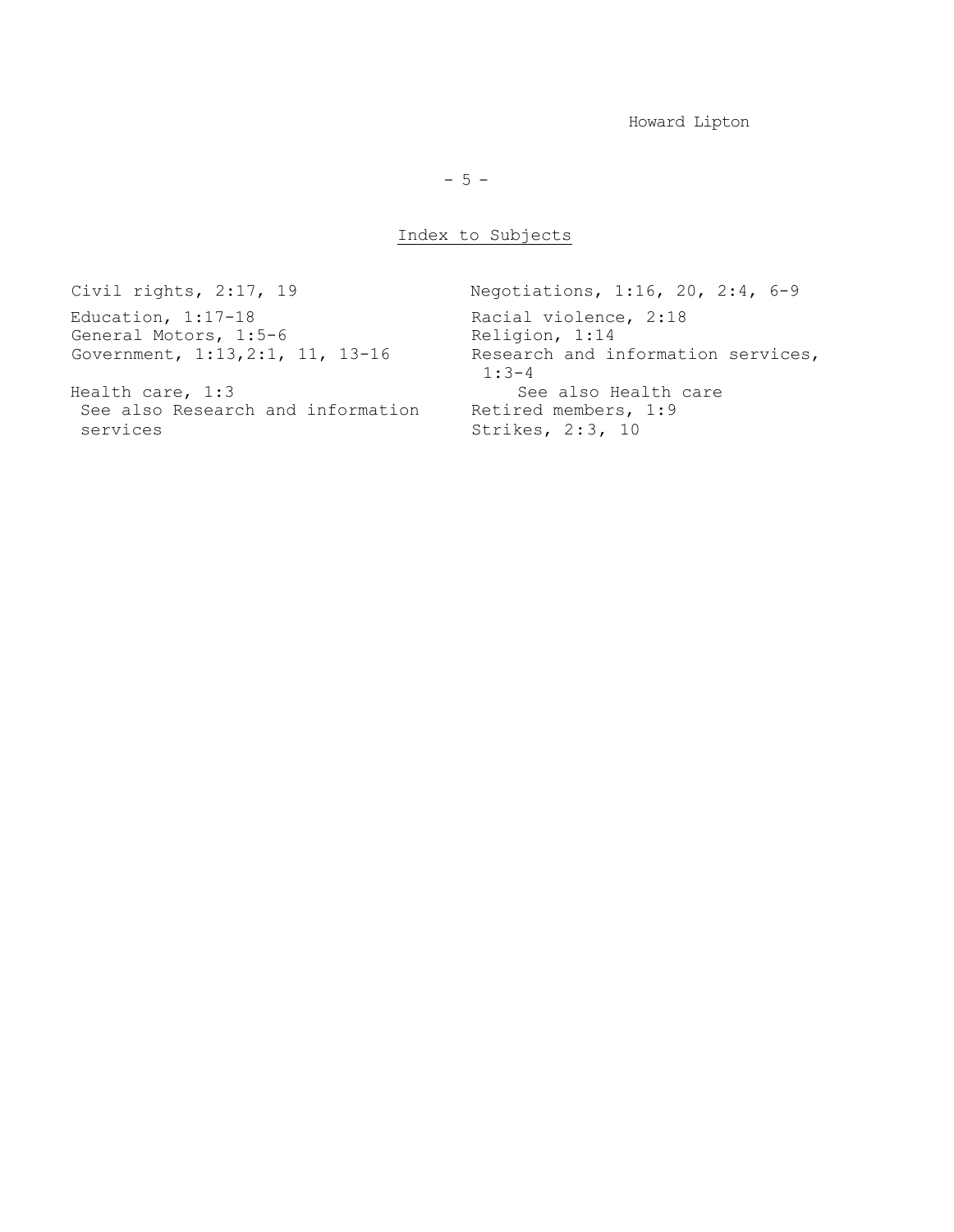## Index to Subjects

Civil rights, 2:17, 19

Education, 1:17-18

General Motors, 1:5-6

Government, 1:13,2:1, 11, 13-16

Health care, 1:3
 See also Research and information services

Negotiations, 1:16, 20, 2:4, 6-9

Racial violence, 2:18

Religion, 1:14

Research and information services, 1:3-4
 See also Health care

Retired members, 1:9

Strikes, 2:3, 10